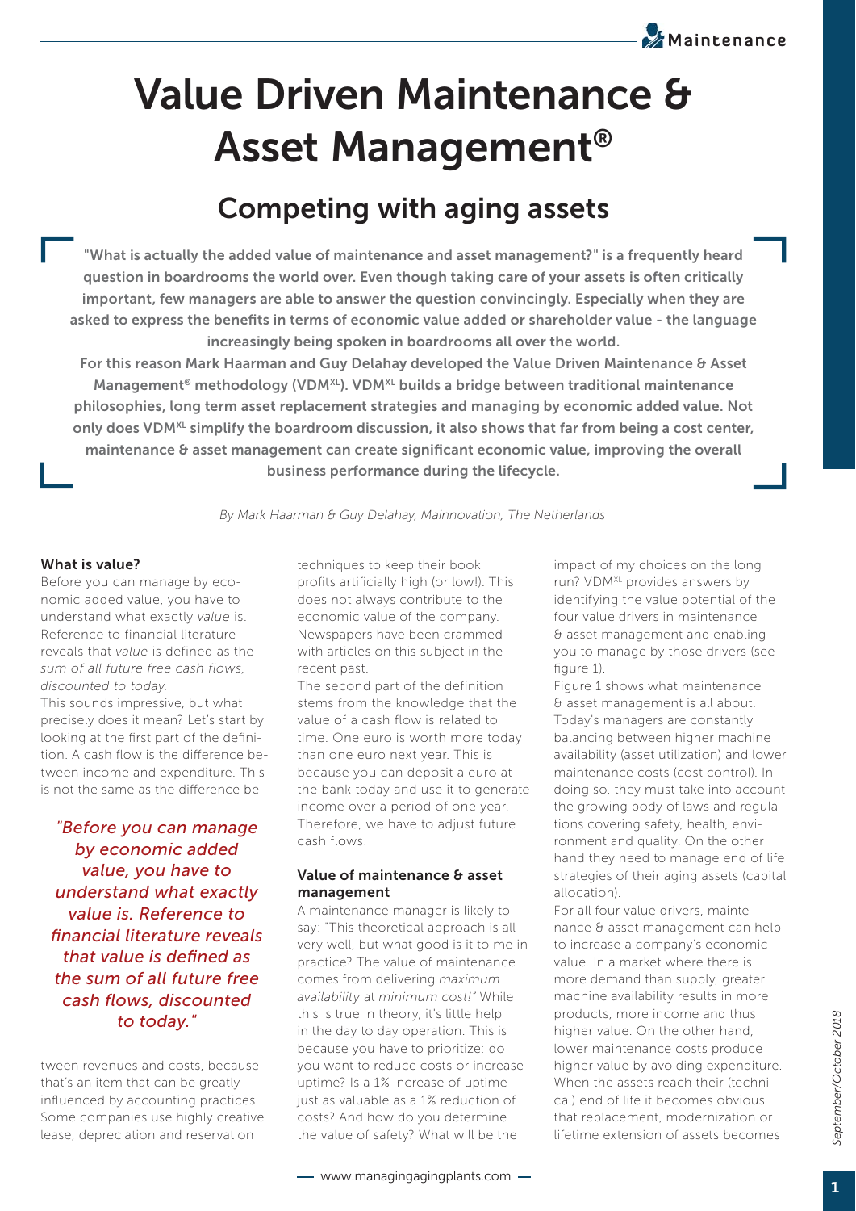# Value Driven Maintenance & Asset Management®

## Competing with aging assets

**"What is actually the added value of maintenance and asset management?" is a frequently heard question in boardrooms the world over. Even though taking care of your assets is often critically important, few managers are able to answer the question convincingly. Especially when they are asked to express the benefits in terms of economic value added or shareholder value - the language increasingly being spoken in boardrooms all over the world.**

**For this reason Mark Haarman and Guy Delahay developed the Value Driven Maintenance & Asset Management® methodology (VDM$^{XL}$). VDM$^{XL}$ builds a bridge between traditional maintenance philosophies, long term asset replacement strategies and managing by economic added value. Not only does VDM$^{XL}$ simplify the boardroom discussion, it also shows that far from being a cost center, maintenance & asset management can create significant economic value, improving the overall business performance during the lifecycle.**

*By Mark Haarman & Guy Delahay, Mainnovation, The Netherlands*

### What is value?

Before you can manage by economic added value, you have to understand what exactly *value* is. Reference to financial literature reveals that *value* is defined as the *sum of all future free cash flows, discounted to today.*

This sounds impressive, but what precisely does it mean? Let's start by looking at the first part of the definition. A cash flow is the difference between income and expenditure. This is not the same as the difference between revenues and costs, because that's an item that can be greatly influenced by accounting practices. Some companies use highly creative lease, depreciation and reservation techniques to keep their book profits artificially high (or low!). This does not always contribute to the economic value of the company. Newspapers have been crammed with articles on this subject in the recent past.

*"Before you can manage by economic added value, you have to understand what exactly value is. Reference to financial literature reveals that value is defined as the sum of all future free cash flows, discounted to today."*

The second part of the definition stems from the knowledge that the value of a cash flow is related to time. One euro is worth more today than one euro next year. This is because you can deposit a euro at the bank today and use it to generate income over a period of one year. Therefore, we have to adjust future cash flows.

### Value of maintenance & asset management

A maintenance manager is likely to say: "This theoretical approach is all very well, but what good is it to me in practice? The value of maintenance comes from delivering *maximum availability* at *minimum cost!"* While this is true in theory, it's little help in the day to day operation. This is because you have to prioritize: do you want to reduce costs or increase uptime? Is a 1% increase of uptime just as valuable as a 1% reduction of costs? And how do you determine the value of safety? What will be the impact of my choices on the long run? VDM$^{XL}$ provides answers by identifying the value potential of the four value drivers in maintenance & asset management and enabling you to manage by those drivers (see figure 1).

Figure 1 shows what maintenance & asset management is all about. Today's managers are constantly balancing between higher machine availability (asset utilization) and lower maintenance costs (cost control). In doing so, they must take into account the growing body of laws and regulations covering safety, health, environment and quality. On the other hand they need to manage end of life strategies of their aging assets (capital allocation).

For all four value drivers, maintenance & asset management can help to increase a company's economic value. In a market where there is more demand than supply, greater machine availability results in more products, more income and thus higher value. On the other hand, lower maintenance costs produce higher value by avoiding expenditure. When the assets reach their (technical) end of life it becomes obvious that replacement, modernization or lifetime extension of assets becomes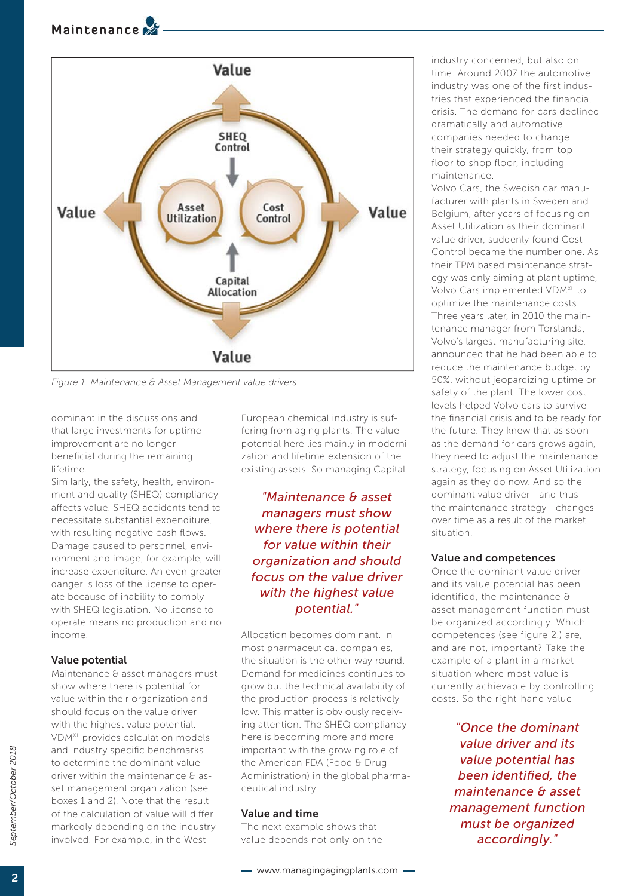Figure 1: Maintenance & Asset Management value drivers

dominant in the discussions and that large investments for uptime improvement are no longer beneficial during the remaining lifetime.

Similarly, the safety, health, environment and quality (SHEQ) compliancy affects value. SHEQ accidents tend to necessitate substantial expenditure, with resulting negative cash flows. Damage caused to personnel, environment and image, for example, will increase expenditure. An even greater danger is loss of the license to operate because of inability to comply with SHEQ legislation. No license to operate means no production and no income.

### Value potential

Maintenance & asset managers must show where there is potential for value within their organization and should focus on the value driver with the highest value potential. VDM$^{XL}$ provides calculation models and industry specific benchmarks to determine the dominant value driver within the maintenance & asset management organization (see boxes 1 and 2). Note that the result of the calculation of value will differ markedly depending on the industry involved. For example, in the West European chemical industry is suffering from aging plants. The value potential here lies mainly in modernization and lifetime extension of the existing assets. So managing Capital Allocation becomes dominant. In most pharmaceutical companies, the situation is the other way round. Demand for medicines continues to grow but the technical availability of the production process is relatively low. This matter is obviously receiving attention. The SHEQ compliancy here is becoming more and more important with the growing role of the American FDA (Food & Drug Administration) in the global pharmaceutical industry.

*"Maintenance & asset managers must show where there is potential for value within their organization and should focus on the value driver with the highest value potential."*

### Value and time

The next example shows that value depends not only on the industry concerned, but also on time. Around 2007 the automotive industry was one of the first industries that experienced the financial crisis. The demand for cars declined dramatically and automotive companies needed to change their strategy quickly, from top floor to shop floor, including maintenance.

Volvo Cars, the Swedish car manufacturer with plants in Sweden and Belgium, after years of focusing on Asset Utilization as their dominant value driver, suddenly found Cost Control became the number one. As their TPM based maintenance strategy was only aiming at plant uptime, Volvo Cars implemented VDM$^{XL}$ to optimize the maintenance costs. Three years later, in 2010 the maintenance manager from Torslanda, Volvo's largest manufacturing site, announced that he had been able to reduce the maintenance budget by 50%, without jeopardizing uptime or safety of the plant. The lower cost levels helped Volvo cars to survive the financial crisis and to be ready for the future. They knew that as soon as the demand for cars grows again, they need to adjust the maintenance strategy, focusing on Asset Utilization again as they do now. And so the dominant value driver - and thus the maintenance strategy - changes over time as a result of the market situation.

### Value and competences

Once the dominant value driver and its value potential has been identified, the maintenance & asset management function must be organized accordingly. Which competences (see figure 2.) are, and are not, important? Take the example of a plant in a market situation where most value is currently achievable by controlling costs. So the right-hand value

*"Once the dominant value driver and its value potential has been identified, the maintenance & asset management function must be organized accordingly."*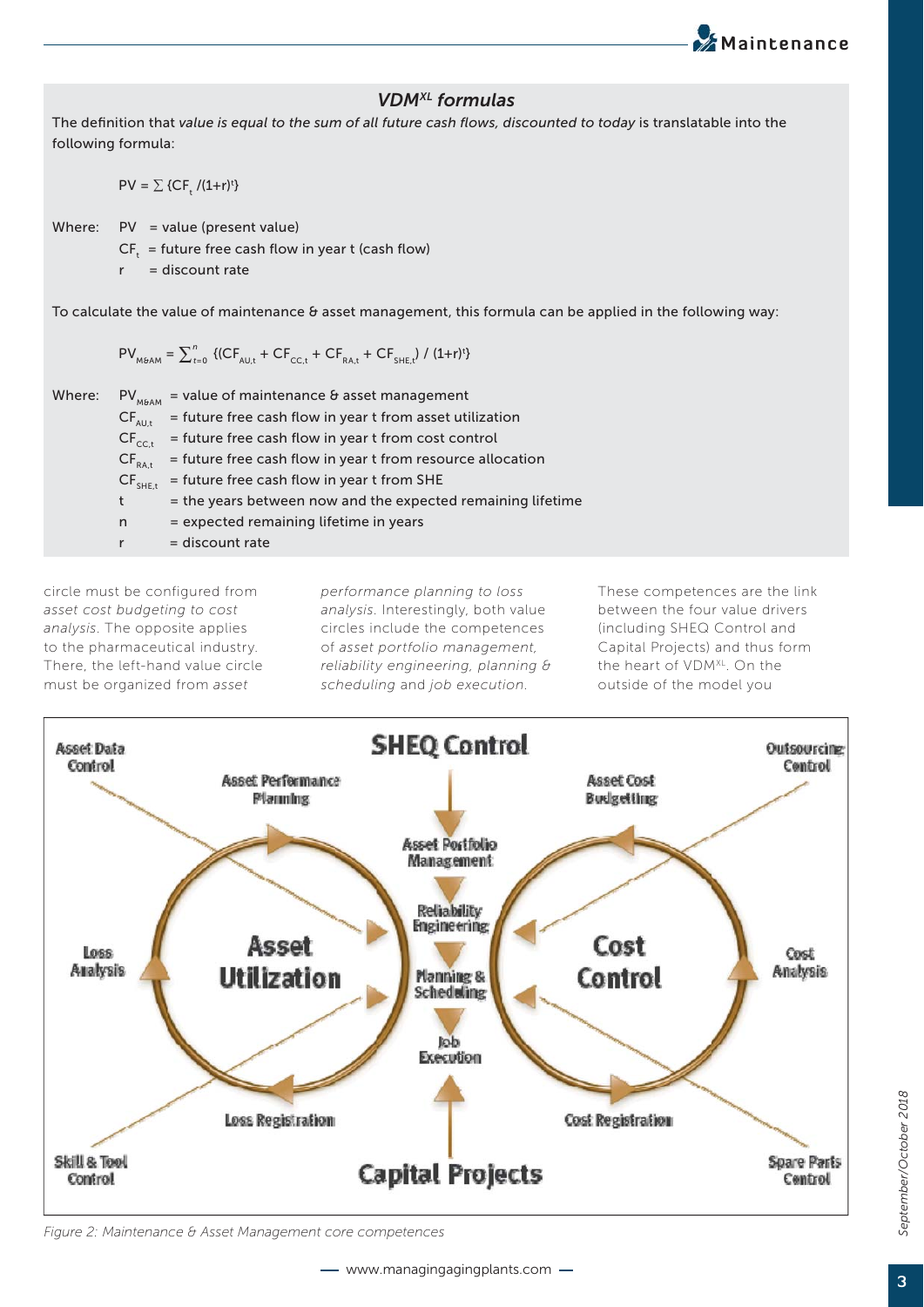### *VDM<sup>XL</sup> formulas*

The definition that *value is equal to the sum of all future cash flows, discounted to today* is translatable into the following formula:

$$PV = \sum \{CF_t / (1+r)^t\}$$

Where: $PV$ = value (present value)
$CF_t$ = future free cash flow in year t (cash flow)
$r$ = discount rate

To calculate the value of maintenance & asset management, this formula can be applied in the following way:

$$PV_{M\&AM} = \sum_{t=0}^{n} \{(CF_{AU,t} + CF_{CC,t} + CF_{RA,t} + CF_{SHE,t}) / (1+r)^t\}$$

Where: $PV_{M\&AM}$ = value of maintenance & asset management
$CF_{AU,t}$ = future free cash flow in year t from asset utilization
$CF_{CC,t}$ = future free cash flow in year t from cost control
$CF_{RA,t}$ = future free cash flow in year t from resource allocation
$CF_{SHE,t}$ = future free cash flow in year t from SHE
$t$ = the years between now and the expected remaining lifetime
$n$ = expected remaining lifetime in years
$r$ = discount rate

circle must be configured from *asset cost budgeting to cost analysis*. The opposite applies to the pharmaceutical industry. There, the left-hand value circle must be organized from *asset performance planning to loss analysis*. Interestingly, both value circles include the competences of *asset portfolio management, reliability engineering, planning & scheduling* and *job execution*. These competences are the link between the four value drivers (including SHEQ Control and Capital Projects) and thus form the heart of VDM$^{XL}$. On the outside of the model you

*Figure 2: Maintenance & Asset Management core competences*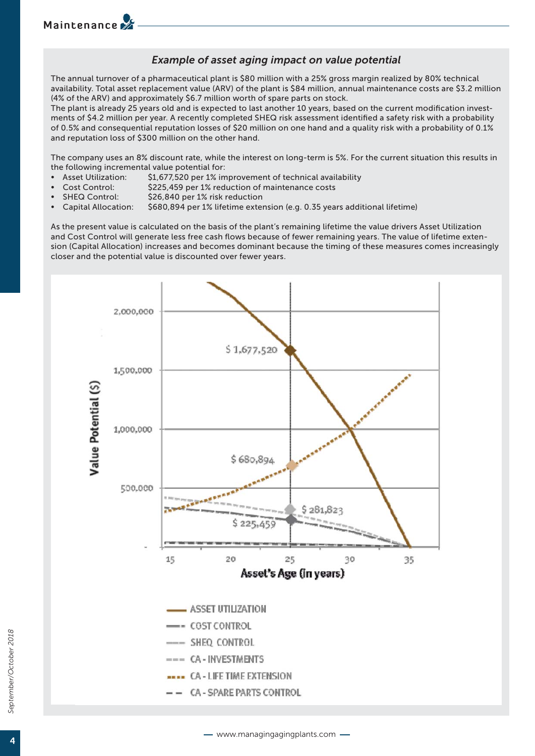### *Example of asset aging impact on value potential*

The annual turnover of a pharmaceutical plant is $80 million with a 25% gross margin realized by 80% technical availability. Total asset replacement value (ARV) of the plant is $84 million, annual maintenance costs are $3.2 million (4% of the ARV) and approximately $6.7 million worth of spare parts on stock.
The plant is already 25 years old and is expected to last another 10 years, based on the current modification investments of $4.2 million per year. A recently completed SHEQ risk assessment identified a safety risk with a probability of 0.5% and consequential reputation losses of $20 million on one hand and a quality risk with a probability of 0.1% and reputation loss of $300 million on the other hand.

The company uses an 8% discount rate, while the interest on long-term is 5%. For the current situation this results in the following incremental value potential for:

- Asset Utilization: $1,677,520 per 1% improvement of technical availability
- Cost Control: $225,459 per 1% reduction of maintenance costs
- SHEQ Control: $26,840 per 1% risk reduction
- Capital Allocation: $680,894 per 1% lifetime extension (e.g. 0.35 years additional lifetime)

As the present value is calculated on the basis of the plant's remaining lifetime the value drivers Asset Utilization and Cost Control will generate less free cash flows because of fewer remaining years. The value of lifetime extension (Capital Allocation) increases and becomes dominant because the timing of these measures comes increasingly closer and the potential value is discounted over fewer years.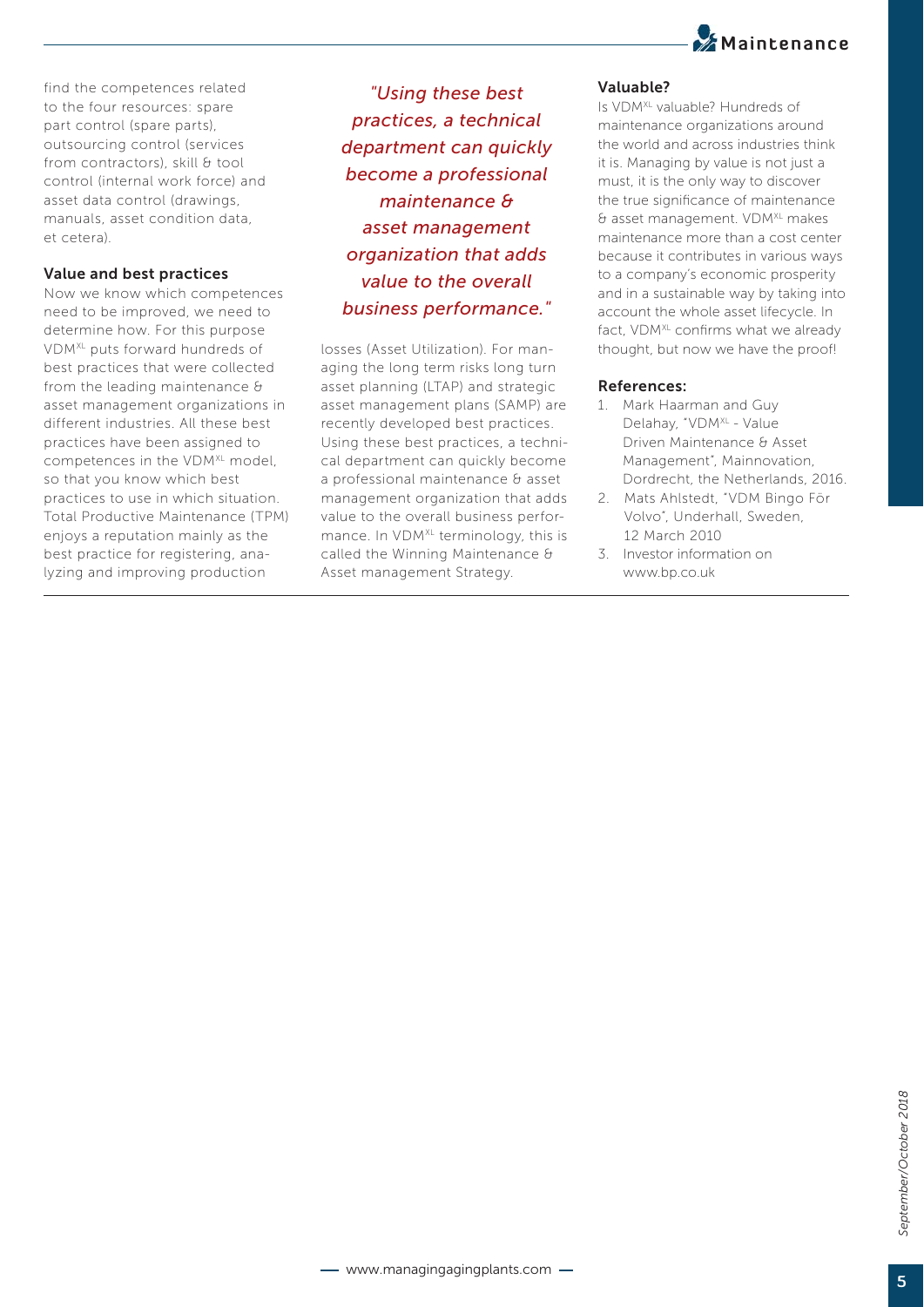find the competences related to the four resources: spare part control (spare parts), outsourcing control (services from contractors), skill & tool control (internal work force) and asset data control (drawings, manuals, asset condition data, et cetera).

### Value and best practices

Now we know which competences need to be improved, we need to determine how. For this purpose VDM$^{XL}$ puts forward hundreds of best practices that were collected from the leading maintenance & asset management organizations in different industries. All these best practices have been assigned to competences in the VDM$^{XL}$ model, so that you know which best practices to use in which situation. Total Productive Maintenance (TPM) enjoys a reputation mainly as the best practice for registering, analyzing and improving production losses (Asset Utilization). For managing the long term risks long turn asset planning (LTAP) and strategic asset management plans (SAMP) are recently developed best practices. Using these best practices, a technical department can quickly become a professional maintenance & asset management organization that adds value to the overall business performance. In VDM$^{XL}$ terminology, this is called the Winning Maintenance & Asset management Strategy.

*"Using these best practices, a technical department can quickly become a professional maintenance & asset management organization that adds value to the overall business performance."*

### Valuable?

Is VDM$^{XL}$ valuable? Hundreds of maintenance organizations around the world and across industries think it is. Managing by value is not just a must, it is the only way to discover the true significance of maintenance & asset management. VDM$^{XL}$ makes maintenance more than a cost center because it contributes in various ways to a company's economic prosperity and in a sustainable way by taking into account the whole asset lifecycle. In fact, VDM$^{XL}$ confirms what we already thought, but now we have the proof!

### References:

1. Mark Haarman and Guy Delahay, "VDM$^{XL}$ - Value Driven Maintenance & Asset Management", Mainnovation, Dordrecht, the Netherlands, 2016.
2. Mats Ahlstedt, "VDM Bingo För Volvo", Underhall, Sweden, 12 March 2010
3. Investor information on www.bp.co.uk